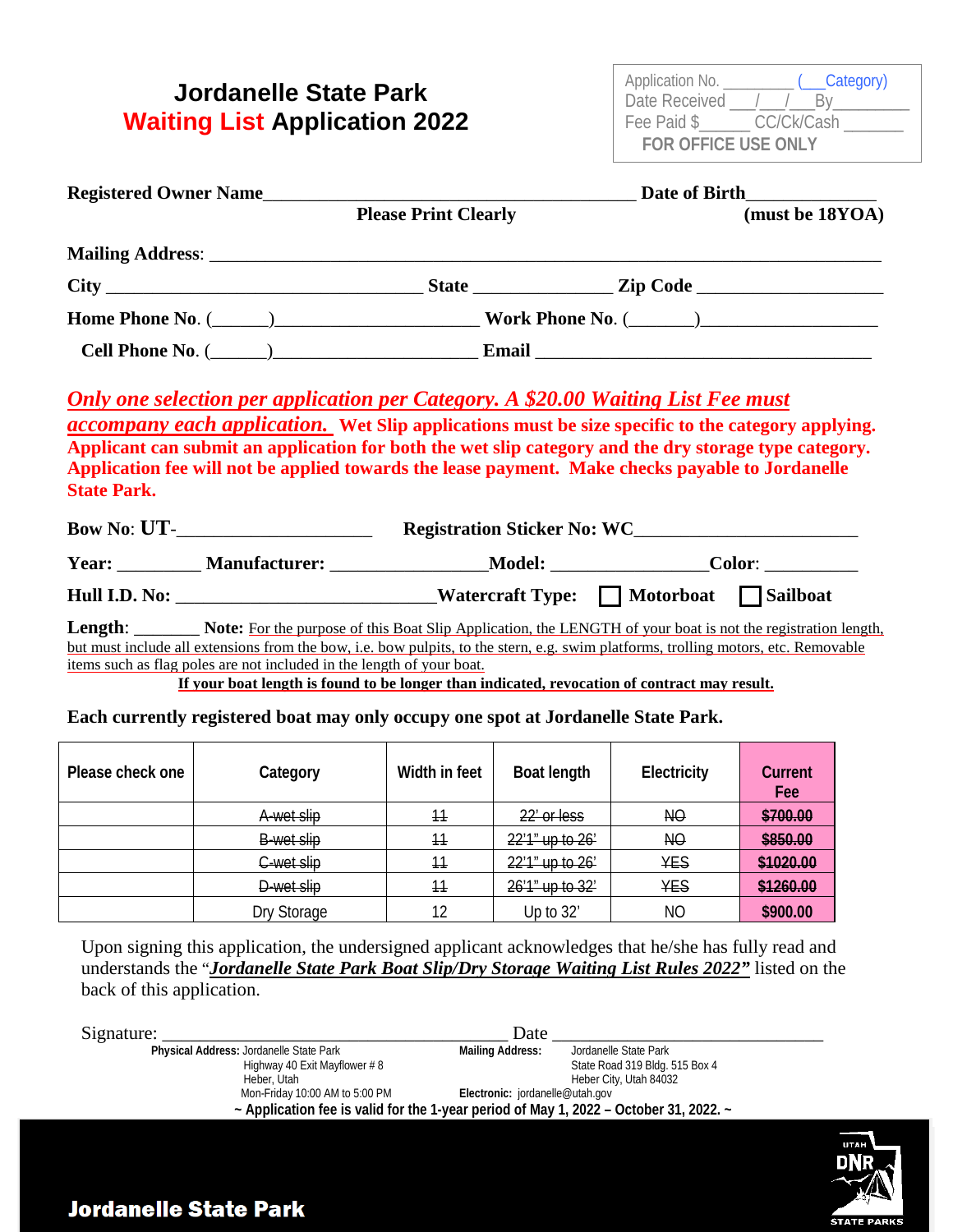# Jordanelle State Park
## Waiting List Application 2022

Application No. ________ (___Category)
Date Received ___/___/___By_________
Fee Paid $______ CC/Ck/Cash _______
FOR OFFICE USE ONLY

**Registered Owner Name**_________________________________________ **Date of Birth**_____________
**Please Print Clearly** **(must be 18YOA)**

**Mailing Address**: ___________________________________________________________________________

**City** ___________________________________ **State** ______________ **Zip Code** ____________________

**Home Phone No**. (______)_____________________ **Work Phone No**. (_______)___________________

**Cell Phone No**. (______)_____________________ **Email** _____________________________________

***Only one selection per application per Category. A $20.00 Waiting List Fee must accompany each application.*** **Wet Slip applications must be size specific to the category applying. Applicant can submit an application for both the wet slip category and the dry storage type category. Application fee will not be applied towards the lease payment. Make checks payable to Jordanelle State Park.**

**Bow No**: **UT**-____________________ **Registration Sticker No: WC**_______________________

**Year:** _________ **Manufacturer:** ________________**Model:** ________________**Color**: __________

**Hull I.D. No:** ____________________________**Watercraft Type:** ☐ **Motorboat** ☐ **Sailboat**

**Length**: _______ **Note:** For the purpose of this Boat Slip Application, the LENGTH of your boat is not the registration length, but must include all extensions from the bow, i.e. bow pulpits, to the stern, e.g. swim platforms, trolling motors, etc. Removable items such as flag poles are not included in the length of your boat.

**If your boat length is found to be longer than indicated, revocation of contract may result.**

**Each currently registered boat may only occupy one spot at Jordanelle State Park.**

| Please check one | Category | Width in feet | Boat length | Electricity | Current Fee |
|---|---|---|---|---|---|
| | ~~A-wet slip~~ | ~~11~~ | ~~22' or less~~ | ~~NO~~ | ~~$700.00~~ |
| | ~~B-wet slip~~ | ~~11~~ | ~~22'1" up to 26'~~ | ~~NO~~ | ~~$850.00~~ |
| | ~~C-wet slip~~ | ~~11~~ | ~~22'1" up to 26'~~ | ~~YES~~ | ~~$1020.00~~ |
| | ~~D-wet slip~~ | ~~11~~ | ~~26'1" up to 32'~~ | ~~YES~~ | ~~$1260.00~~ |
| | Dry Storage | 12 | Up to 32' | NO | $900.00 |

Upon signing this application, the undersigned applicant acknowledges that he/she has fully read and understands the "***Jordanelle State Park Boat Slip/Dry Storage Waiting List Rules 2022"*** listed on the back of this application.

Signature: _______________________________________ Date ______________________________

**Physical Address:** Jordanelle State Park
Highway 40 Exit Mayflower # 8
Heber, Utah
Mon-Friday 10:00 AM to 5:00 PM

**Mailing Address:** Jordanelle State Park
State Road 319 Bldg. 515 Box 4
Heber City, Utah 84032
**Electronic:** jordanelle@utah.gov

**~ Application fee is valid for the 1-year period of May 1, 2022 – October 31, 2022. ~**

**Jordanelle State Park**

UTAH DNR STATE PARKS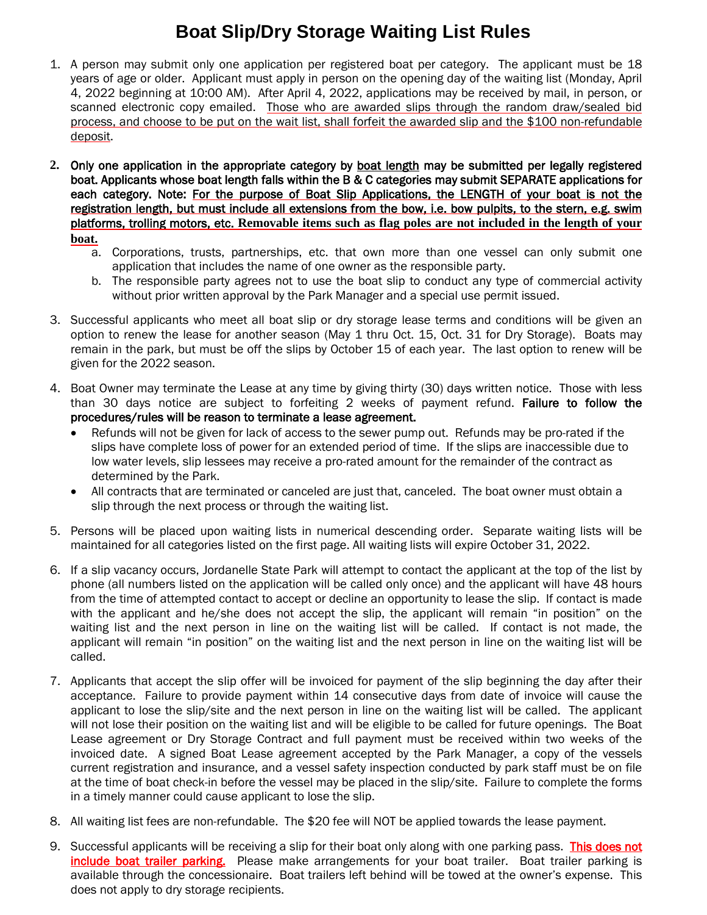# Boat Slip/Dry Storage Waiting List Rules

1. A person may submit only one application per registered boat per category. The applicant must be 18 years of age or older. Applicant must apply in person on the opening day of the waiting list (Monday, April 4, 2022 beginning at 10:00 AM). After April 4, 2022, applications may be received by mail, in person, or scanned electronic copy emailed. Those who are awarded slips through the random draw/sealed bid process, and choose to be put on the wait list, shall forfeit the awarded slip and the $100 non-refundable deposit.

2. **Only one application in the appropriate category by boat length may be submitted per legally registered boat. Applicants whose boat length falls within the B & C categories may submit SEPARATE applications for each category. Note: For the purpose of Boat Slip Applications, the LENGTH of your boat is not the registration length, but must include all extensions from the bow, i.e. bow pulpits, to the stern, e.g. swim platforms, trolling motors, etc. Removable items such as flag poles are not included in the length of your boat.**
   a. Corporations, trusts, partnerships, etc. that own more than one vessel can only submit one application that includes the name of one owner as the responsible party.
   b. The responsible party agrees not to use the boat slip to conduct any type of commercial activity without prior written approval by the Park Manager and a special use permit issued.

3. Successful applicants who meet all boat slip or dry storage lease terms and conditions will be given an option to renew the lease for another season (May 1 thru Oct. 15, Oct. 31 for Dry Storage). Boats may remain in the park, but must be off the slips by October 15 of each year. The last option to renew will be given for the 2022 season.

4. Boat Owner may terminate the Lease at any time by giving thirty (30) days written notice. Those with less than 30 days notice are subject to forfeiting 2 weeks of payment refund. **Failure to follow the procedures/rules will be reason to terminate a lease agreement.**
   - Refunds will not be given for lack of access to the sewer pump out. Refunds may be pro-rated if the slips have complete loss of power for an extended period of time. If the slips are inaccessible due to low water levels, slip lessees may receive a pro-rated amount for the remainder of the contract as determined by the Park.
   - All contracts that are terminated or canceled are just that, canceled. The boat owner must obtain a slip through the next process or through the waiting list.

5. Persons will be placed upon waiting lists in numerical descending order. Separate waiting lists will be maintained for all categories listed on the first page. All waiting lists will expire October 31, 2022.

6. If a slip vacancy occurs, Jordanelle State Park will attempt to contact the applicant at the top of the list by phone (all numbers listed on the application will be called only once) and the applicant will have 48 hours from the time of attempted contact to accept or decline an opportunity to lease the slip. If contact is made with the applicant and he/she does not accept the slip, the applicant will remain "in position" on the waiting list and the next person in line on the waiting list will be called. If contact is not made, the applicant will remain "in position" on the waiting list and the next person in line on the waiting list will be called.

7. Applicants that accept the slip offer will be invoiced for payment of the slip beginning the day after their acceptance. Failure to provide payment within 14 consecutive days from date of invoice will cause the applicant to lose the slip/site and the next person in line on the waiting list will be called. The applicant will not lose their position on the waiting list and will be eligible to be called for future openings. The Boat Lease agreement or Dry Storage Contract and full payment must be received within two weeks of the invoiced date. A signed Boat Lease agreement accepted by the Park Manager, a copy of the vessels current registration and insurance, and a vessel safety inspection conducted by park staff must be on file at the time of boat check-in before the vessel may be placed in the slip/site. Failure to complete the forms in a timely manner could cause applicant to lose the slip.

8. All waiting list fees are non-refundable. The $20 fee will NOT be applied towards the lease payment.

9. Successful applicants will be receiving a slip for their boat only along with one parking pass. This does not include boat trailer parking. Please make arrangements for your boat trailer. Boat trailer parking is available through the concessionaire. Boat trailers left behind will be towed at the owner's expense. This does not apply to dry storage recipients.